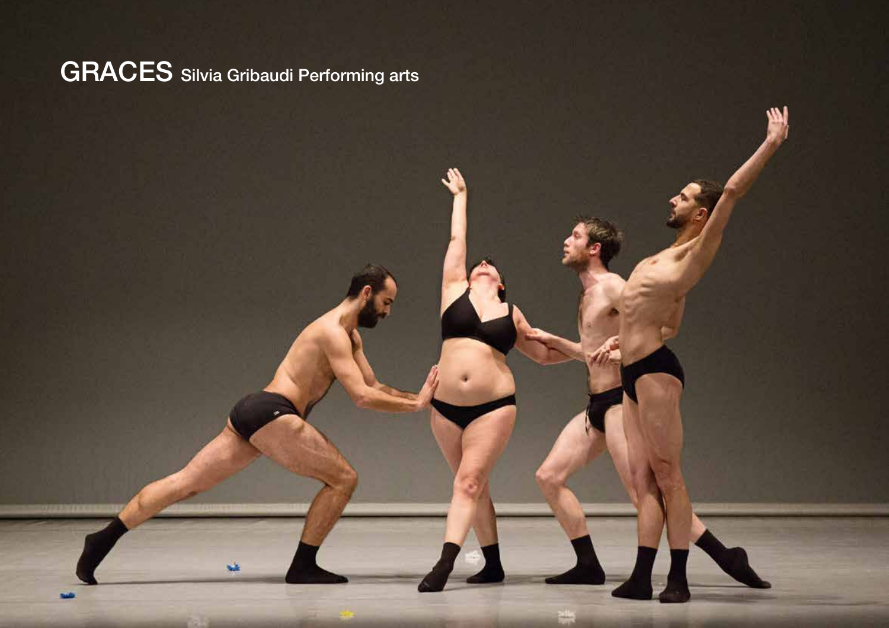# GRACES Silvia Gribaudi Performing arts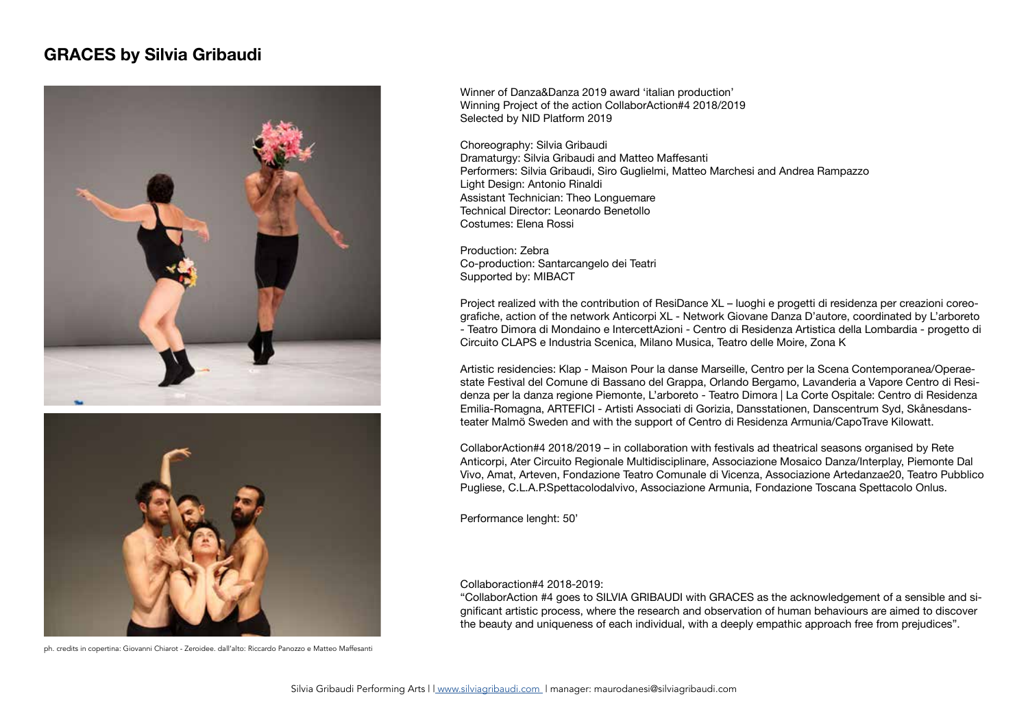# GRACES by Silvia Gribaudi

ph. credits in copertina: Giovanni Chiarot - Zeroidee. dall'alto: Riccardo Panozzo e Matteo Maffesanti

Winner of Danza&Danza 2019 award 'italian production'
Winning Project of the action CollaborAction#4 2018/2019
Selected by NID Platform 2019

Choreography: Silvia Gribaudi
Dramaturgy: Silvia Gribaudi and Matteo Maffesanti
Performers: Silvia Gribaudi, Siro Guglielmi, Matteo Marchesi and Andrea Rampazzo
Light Design: Antonio Rinaldi
Assistant Technician: Theo Longuemare
Technical Director: Leonardo Benetollo
Costumes: Elena Rossi

Production: Zebra
Co-production: Santarcangelo dei Teatri
Supported by: MIBACT

Project realized with the contribution of ResiDance XL – luoghi e progetti di residenza per creazioni coreografiche, action of the network Anticorpi XL - Network Giovane Danza D'autore, coordinated by L'arboreto - Teatro Dimora di Mondaino e IntercettAzioni - Centro di Residenza Artistica della Lombardia - progetto di Circuito CLAPS e Industria Scenica, Milano Musica, Teatro delle Moire, Zona K

Artistic residencies: Klap - Maison Pour la danse Marseille, Centro per la Scena Contemporanea/Operaestate Festival del Comune di Bassano del Grappa, Orlando Bergamo, Lavanderia a Vapore Centro di Residenza per la danza regione Piemonte, L'arboreto - Teatro Dimora | La Corte Ospitale: Centro di Residenza Emilia-Romagna, ARTEFICI - Artisti Associati di Gorizia, Dansstationen, Danscentrum Syd, Skånesdansteater Malmö Sweden and with the support of Centro di Residenza Armunia/CapoTrave Kilowatt.

CollaborAction#4 2018/2019 – in collaboration with festivals ad theatrical seasons organised by Rete Anticorpi, Ater Circuito Regionale Multidisciplinare, Associazione Mosaico Danza/Interplay, Piemonte Dal Vivo, Amat, Arteven, Fondazione Teatro Comunale di Vicenza, Associazione Artedanzae20, Teatro Pubblico Pugliese, C.L.A.P.Spettacolodalvivo, Associazione Armunia, Fondazione Toscana Spettacolo Onlus.

Performance lenght: 50'

Collaboraction#4 2018-2019:
"CollaborAction #4 goes to SILVIA GRIBAUDI with GRACES as the acknowledgement of a sensible and significant artistic process, where the research and observation of human behaviours are aimed to discover the beauty and uniqueness of each individual, with a deeply empathic approach free from prejudices".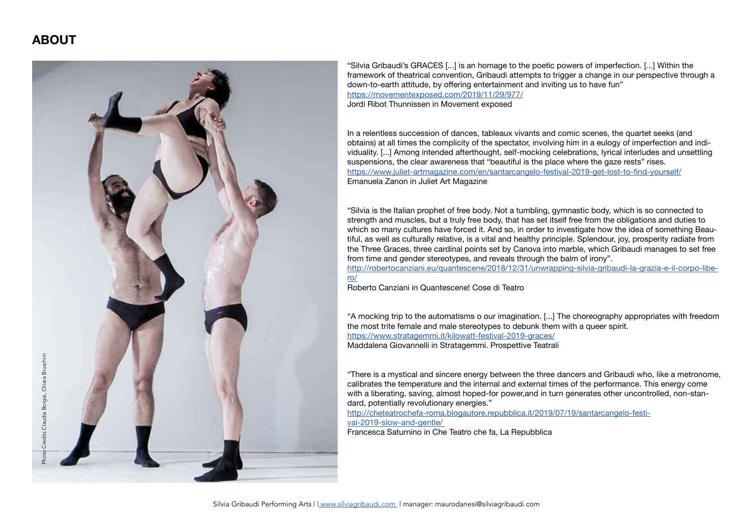## ABOUT

Photo Credits Claudia Borgia, Chiara Bruschini

"Silvia Gribaudi's GRACES [...] is an homage to the poetic powers of imperfection. [...] Within the framework of theatrical convention, Gribaudi attempts to trigger a change in our perspective through a down-to-earth attitude, by offering entertainment and inviting us to have fun"
https://movementexposed.com/2019/11/29/977/
Jordi Ribot Thunnissen in Movement exposed

In a relentless succession of dances, tableaux vivants and comic scenes, the quartet seeks (and obtains) at all times the complicity of the spectator, involving him in a eulogy of imperfection and individuality. [...] Among intended afterthought, self-mocking celebrations, lyrical interludes and unsettling suspensions, the clear awareness that "beautiful is the place where the gaze rests" rises.
https://www.juliet-artmagazine.com/en/santarcangelo-festival-2019-get-lost-to-find-yourself/
Emanuela Zanon in Juliet Art Magazine

"Silvia is the Italian prophet of free body. Not a tumbling, gymnastic body, which is so connected to strength and muscles, but a truly free body, that has set itself free from the obligations and duties to which so many cultures have forced it. And so, in order to investigate how the idea of something Beautiful, as well as culturally relative, is a vital and healthy principle. Splendour, joy, prosperity radiate from the Three Graces, three cardinal points set by Canova into marble, which Gribaudi manages to set free from time and gender stereotypes, and reveals through the balm of irony".
http://robertocanziani.eu/quantescene/2018/12/31/unwrapping-silvia-gribaudi-la-grazia-e-il-corpo-libero/
Roberto Canziani in Quantescene! Cose di Teatro

"A mocking trip to the automatisms o our imagination. [...] The choreography appropriates with freedom the most trite female and male stereotypes to debunk them with a queer spirit.
https://www.stratagemmi.it/kilowatt-festival-2019-graces/
Maddalena Giovannelli in Stratagemmi. Prospettive Teatrali

"There is a mystical and sincere energy between the three dancers and Gribaudi who, like a metronome, calibrates the temperature and the internal and external times of the performance. This energy come with a liberating, saving, almost hoped-for power,and in turn generates other uncontrolled, non-standard, potentially revolutionary energies."
http://cheteatrochefa-roma.blogautore.repubblica.it/2019/07/19/santarcangelo-festival-2019-slow-and-gentle/
Francesca Saturnino in Che Teatro che fa, La Repubblica

Silvia Gribaudi Performing Arts | www.silviagribaudi.com | manager: maurodanesi@silviagribaudi.com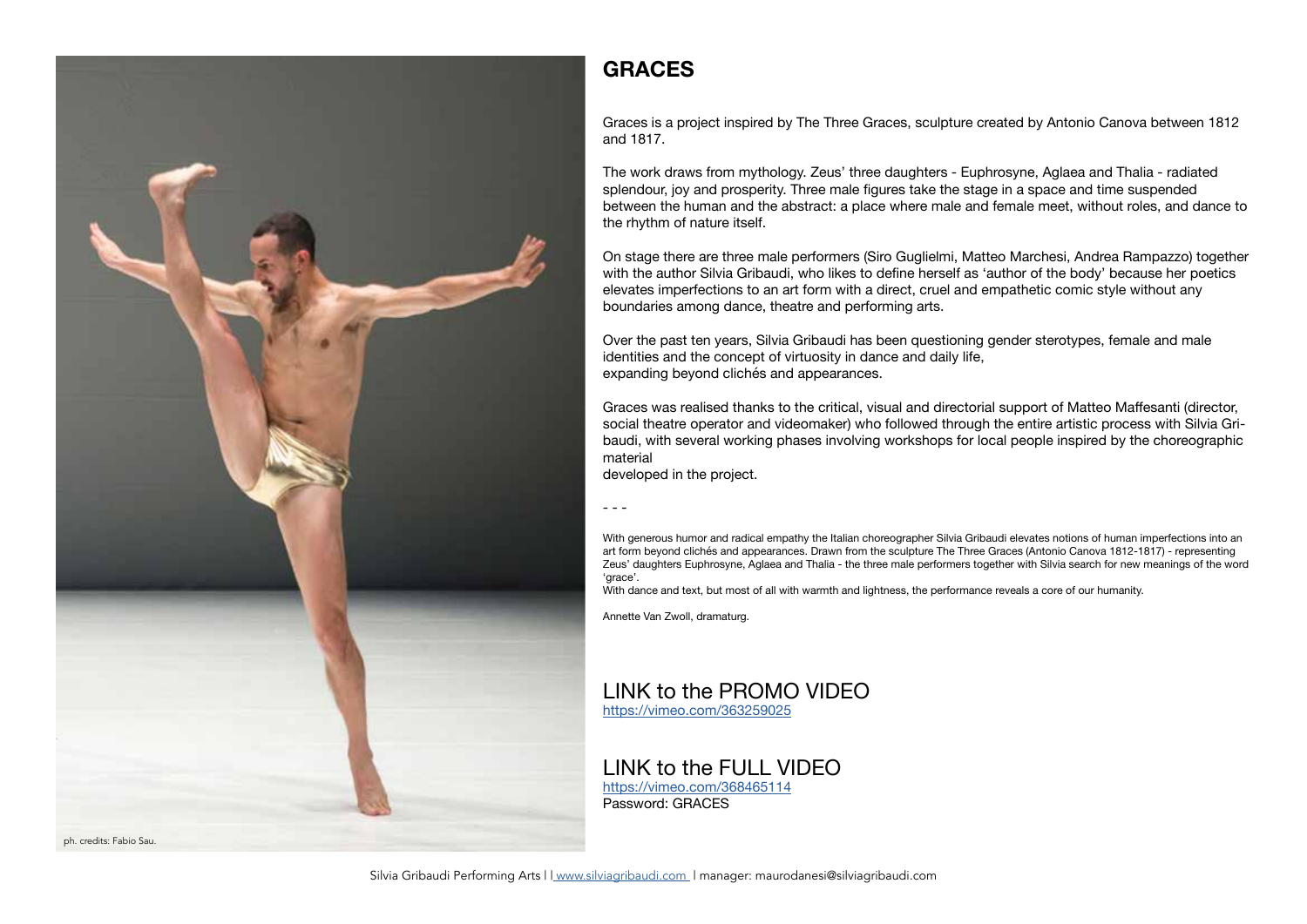# GRACES

Graces is a project inspired by The Three Graces, sculpture created by Antonio Canova between 1812 and 1817.

The work draws from mythology. Zeus' three daughters - Euphrosyne, Aglaea and Thalia - radiated splendour, joy and prosperity. Three male figures take the stage in a space and time suspended between the human and the abstract: a place where male and female meet, without roles, and dance to the rhythm of nature itself.

On stage there are three male performers (Siro Guglielmi, Matteo Marchesi, Andrea Rampazzo) together with the author Silvia Gribaudi, who likes to define herself as 'author of the body' because her poetics elevates imperfections to an art form with a direct, cruel and empathetic comic style without any boundaries among dance, theatre and performing arts.

Over the past ten years, Silvia Gribaudi has been questioning gender sterotypes, female and male identities and the concept of virtuosity in dance and daily life,
expanding beyond clichés and appearances.

Graces was realised thanks to the critical, visual and directorial support of Matteo Maffesanti (director, social theatre operator and videomaker) who followed through the entire artistic process with Silvia Gribaudi, with several working phases involving workshops for local people inspired by the choreographic material
developed in the project.

- - -

With generous humor and radical empathy the Italian choreographer Silvia Gribaudi elevates notions of human imperfections into an art form beyond clichés and appearances. Drawn from the sculpture The Three Graces (Antonio Canova 1812-1817) - representing Zeus' daughters Euphrosyne, Aglaea and Thalia - the three male performers together with Silvia search for new meanings of the word 'grace'.
With dance and text, but most of all with warmth and lightness, the performance reveals a core of our humanity.

Annette Van Zwoll, dramaturg.

LINK to the PROMO VIDEO
https://vimeo.com/363259025

LINK to the FULL VIDEO
https://vimeo.com/368465114
Password: GRACES

ph. credits: Fabio Sau.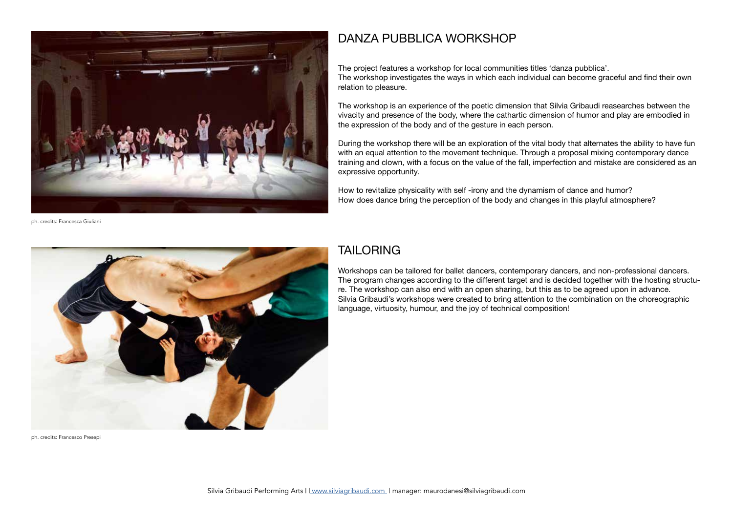ph. credits: Francesca Giuliani

## DANZA PUBBLICA WORKSHOP

The project features a workshop for local communities titles 'danza pubblica'.
The workshop investigates the ways in which each individual can become graceful and find their own relation to pleasure.

The workshop is an experience of the poetic dimension that Silvia Gribaudi reasearches between the vivacity and presence of the body, where the cathartic dimension of humor and play are embodied in the expression of the body and of the gesture in each person.

During the workshop there will be an exploration of the vital body that alternates the ability to have fun with an equal attention to the movement technique. Through a proposal mixing contemporary dance training and clown, with a focus on the value of the fall, imperfection and mistake are considered as an expressive opportunity.

How to revitalize physicality with self -irony and the dynamism of dance and humor?
How does dance bring the perception of the body and changes in this playful atmosphere?

ph. credits: Francesco Presepi

## TAILORING

Workshops can be tailored for ballet dancers, contemporary dancers, and non-professional dancers. The program changes according to the different target and is decided together with the hosting structure. The workshop can also end with an open sharing, but this as to be agreed upon in advance.
Silvia Gribaudi's workshops were created to bring attention to the combination on the choreographic language, virtuosity, humour, and the joy of technical composition!

Silvia Gribaudi Performing Arts | www.silviagribaudi.com | manager: maurodanesi@silviagribaudi.com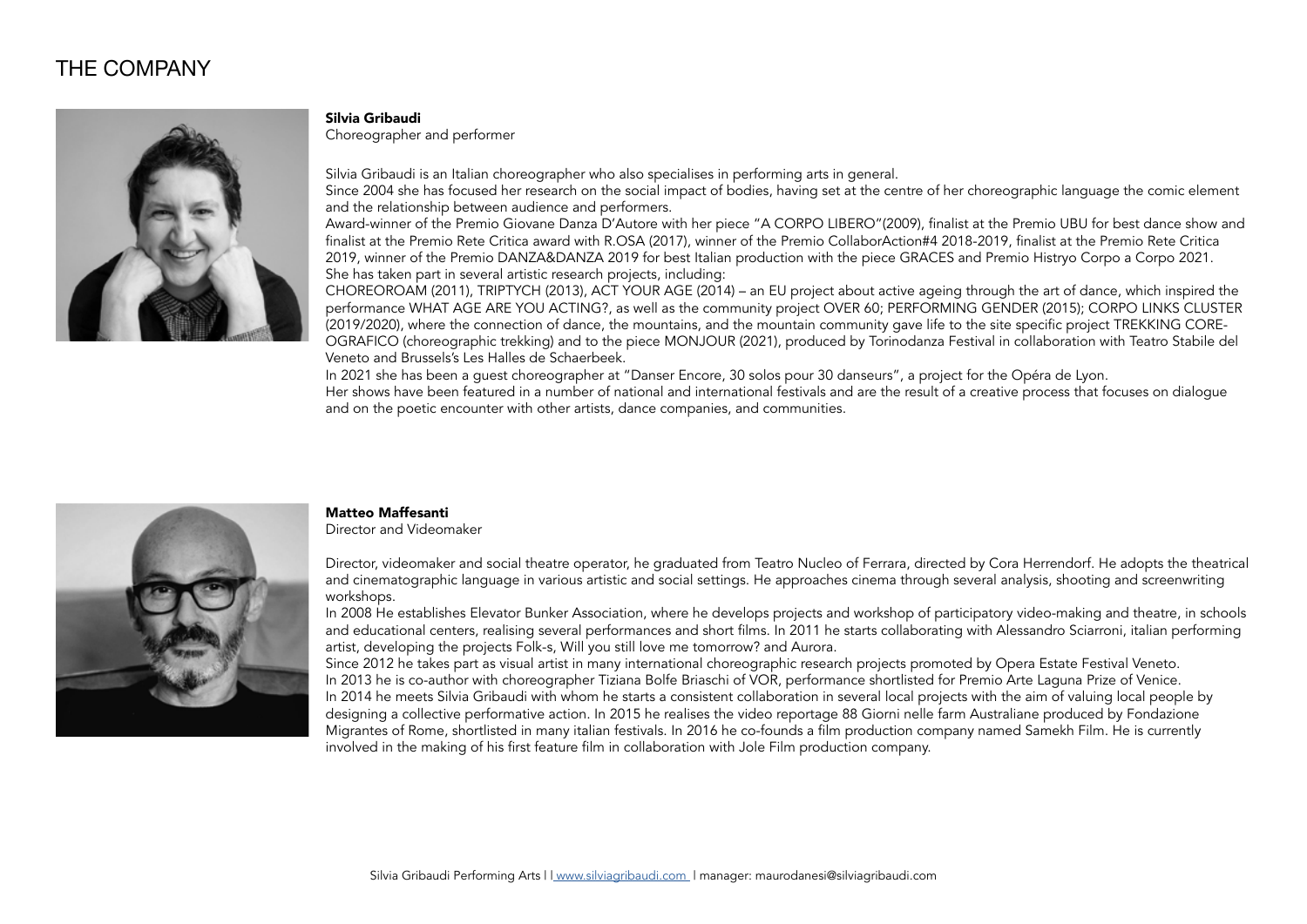# THE COMPANY

**Silvia Gribaudi**
Choreographer and performer

Silvia Gribaudi is an Italian choreographer who also specialises in performing arts in general.
Since 2004 she has focused her research on the social impact of bodies, having set at the centre of her choreographic language the comic element and the relationship between audience and performers.
Award-winner of the Premio Giovane Danza D'Autore with her piece "A CORPO LIBERO"(2009), finalist at the Premio UBU for best dance show and finalist at the Premio Rete Critica award with R.OSA (2017), winner of the Premio CollaborAction#4 2018-2019, finalist at the Premio Rete Critica 2019, winner of the Premio DANZA&DANZA 2019 for best Italian production with the piece GRACES and Premio Histryo Corpo a Corpo 2021.
She has taken part in several artistic research projects, including:
CHOREOROAM (2011), TRIPTYCH (2013), ACT YOUR AGE (2014) – an EU project about active ageing through the art of dance, which inspired the performance WHAT AGE ARE YOU ACTING?, as well as the community project OVER 60; PERFORMING GENDER (2015); CORPO LINKS CLUSTER (2019/2020), where the connection of dance, the mountains, and the mountain community gave life to the site specific project TREKKING CORE-OGRAFICO (choreographic trekking) and to the piece MONJOUR (2021), produced by Torinodanza Festival in collaboration with Teatro Stabile del Veneto and Brussels's Les Halles de Schaerbeek.
In 2021 she has been a guest choreographer at "Danser Encore, 30 solos pour 30 danseurs", a project for the Opéra de Lyon.
Her shows have been featured in a number of national and international festivals and are the result of a creative process that focuses on dialogue and on the poetic encounter with other artists, dance companies, and communities.

**Matteo Maffesanti**
Director and Videomaker

Director, videomaker and social theatre operator, he graduated from Teatro Nucleo of Ferrara, directed by Cora Herrendorf. He adopts the theatrical and cinematographic language in various artistic and social settings. He approaches cinema through several analysis, shooting and screenwriting workshops.
In 2008 He establishes Elevator Bunker Association, where he develops projects and workshop of participatory video-making and theatre, in schools and educational centers, realising several performances and short films. In 2011 he starts collaborating with Alessandro Sciarroni, italian performing artist, developing the projects Folk-s, Will you still love me tomorrow? and Aurora.
Since 2012 he takes part as visual artist in many international choreographic research projects promoted by Opera Estate Festival Veneto.
In 2013 he is co-author with choreographer Tiziana Bolfe Briaschi of VOR, performance shortlisted for Premio Arte Laguna Prize of Venice.
In 2014 he meets Silvia Gribaudi with whom he starts a consistent collaboration in several local projects with the aim of valuing local people by designing a collective performative action. In 2015 he realises the video reportage 88 Giorni nelle farm Australiane produced by Fondazione Migrantes of Rome, shortlisted in many italian festivals. In 2016 he co-founds a film production company named Samekh Film. He is currently involved in the making of his first feature film in collaboration with Jole Film production company.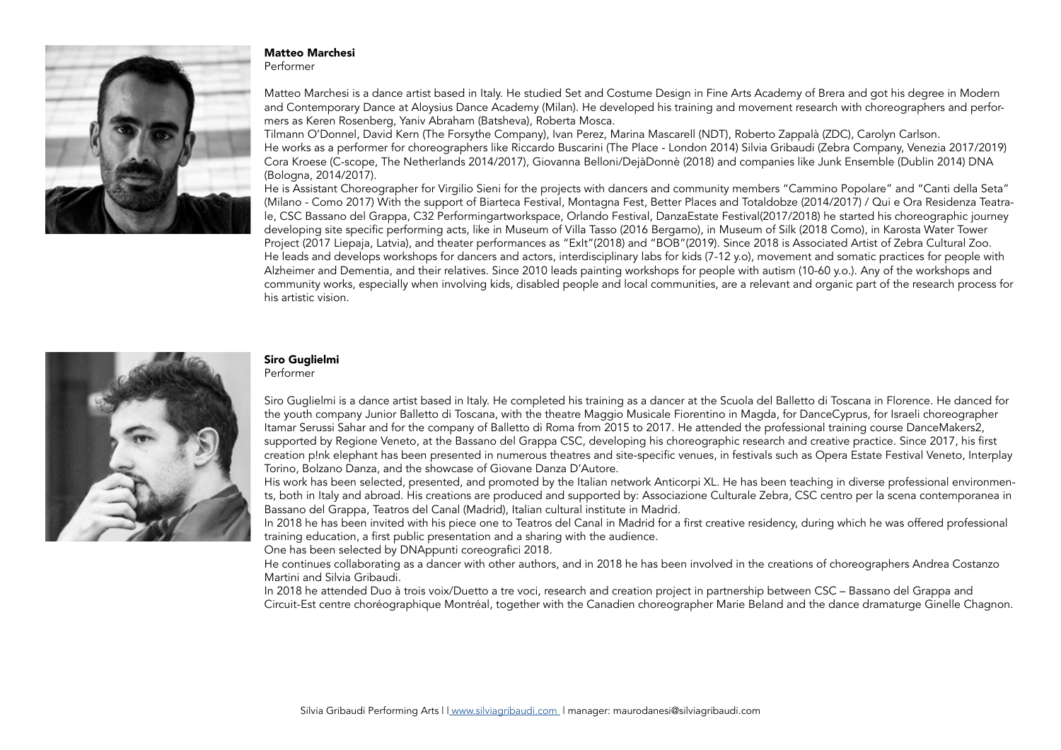**Matteo Marchesi**
Performer

Matteo Marchesi is a dance artist based in Italy. He studied Set and Costume Design in Fine Arts Academy of Brera and got his degree in Modern and Contemporary Dance at Aloysius Dance Academy (Milan). He developed his training and movement research with choreographers and performers as Keren Rosenberg, Yaniv Abraham (Batsheva), Roberta Mosca.
Tilmann O'Donnel, David Kern (The Forsythe Company), Ivan Perez, Marina Mascarell (NDT), Roberto Zappalà (ZDC), Carolyn Carlson.
He works as a performer for choreographers like Riccardo Buscarini (The Place - London 2014) Silvia Gribaudi (Zebra Company, Venezia 2017/2019) Cora Kroese (C-scope, The Netherlands 2014/2017), Giovanna Belloni/DejàDonnè (2018) and companies like Junk Ensemble (Dublin 2014) DNA (Bologna, 2014/2017).
He is Assistant Choreographer for Virgilio Sieni for the projects with dancers and community members "Cammino Popolare" and "Canti della Seta" (Milano - Como 2017) With the support of Biarteca Festival, Montagna Fest, Better Places and Totaldobze (2014/2017) / Qui e Ora Residenza Teatrale, CSC Bassano del Grappa, C32 Performingartworkspace, Orlando Festival, DanzaEstate Festival(2017/2018) he started his choreographic journey developing site specific performing acts, like in Museum of Villa Tasso (2016 Bergamo), in Museum of Silk (2018 Como), in Karosta Water Tower Project (2017 Liepaja, Latvia), and theater performances as "ExIt"(2018) and "BOB"(2019). Since 2018 is Associated Artist of Zebra Cultural Zoo.
He leads and develops workshops for dancers and actors, interdisciplinary labs for kids (7-12 y.o), movement and somatic practices for people with Alzheimer and Dementia, and their relatives. Since 2010 leads painting workshops for people with autism (10-60 y.o.). Any of the workshops and community works, especially when involving kids, disabled people and local communities, are a relevant and organic part of the research process for his artistic vision.

**Siro Guglielmi**
Performer

Siro Guglielmi is a dance artist based in Italy. He completed his training as a dancer at the Scuola del Balletto di Toscana in Florence. He danced for the youth company Junior Balletto di Toscana, with the theatre Maggio Musicale Fiorentino in Magda, for DanceCyprus, for Israeli choreographer Itamar Serussi Sahar and for the company of Balletto di Roma from 2015 to 2017. He attended the professional training course DanceMakers2, supported by Regione Veneto, at the Bassano del Grappa CSC, developing his choreographic research and creative practice. Since 2017, his first creation p!nk elephant has been presented in numerous theatres and site-specific venues, in festivals such as Opera Estate Festival Veneto, Interplay Torino, Bolzano Danza, and the showcase of Giovane Danza D'Autore.
His work has been selected, presented, and promoted by the Italian network Anticorpi XL. He has been teaching in diverse professional environments, both in Italy and abroad. His creations are produced and supported by: Associazione Culturale Zebra, CSC centro per la scena contemporanea in Bassano del Grappa, Teatros del Canal (Madrid), Italian cultural institute in Madrid.
In 2018 he has been invited with his piece one to Teatros del Canal in Madrid for a first creative residency, during which he was offered professional training education, a first public presentation and a sharing with the audience.
One has been selected by DNAppunti coreografici 2018.
He continues collaborating as a dancer with other authors, and in 2018 he has been involved in the creations of choreographers Andrea Costanzo Martini and Silvia Gribaudi.
In 2018 he attended Duo à trois voix/Duetto a tre voci, research and creation project in partnership between CSC – Bassano del Grappa and Circuit-Est centre chorégraphique Montréal, together with the Canadien choreographer Marie Beland and the dance dramaturge Ginelle Chagnon.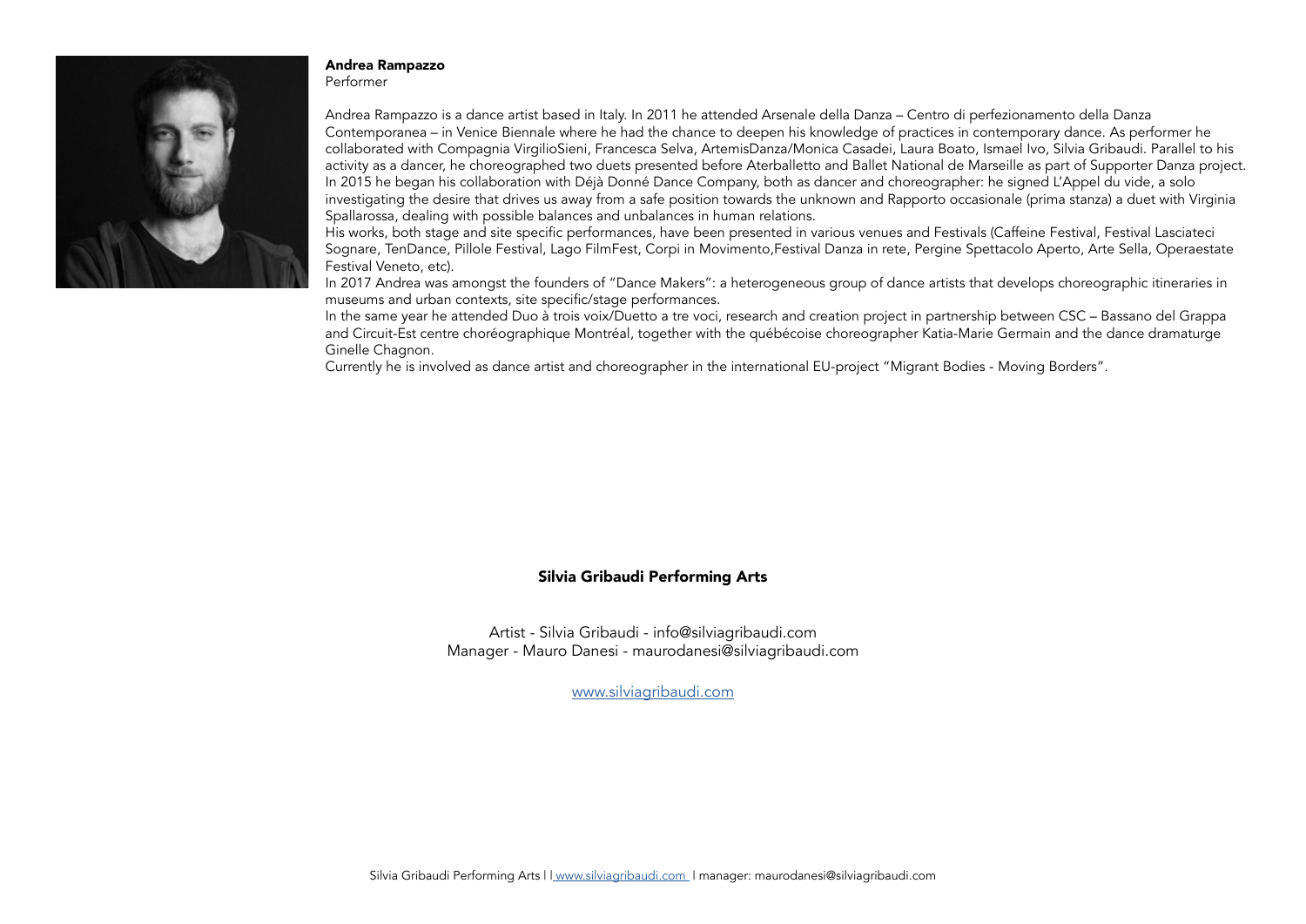**Andrea Rampazzo**
Performer

Andrea Rampazzo is a dance artist based in Italy. In 2011 he attended Arsenale della Danza – Centro di perfezionamento della Danza Contemporanea – in Venice Biennale where he had the chance to deepen his knowledge of practices in contemporary dance. As performer he collaborated with Compagnia VirgilioSieni, Francesca Selva, ArtemisDanza/Monica Casadei, Laura Boato, Ismael Ivo, Silvia Gribaudi. Parallel to his activity as a dancer, he choreographed two duets presented before Aterballetto and Ballet National de Marseille as part of Supporter Danza project. In 2015 he began his collaboration with Déjà Donné Dance Company, both as dancer and choreographer: he signed L'Appel du vide, a solo investigating the desire that drives us away from a safe position towards the unknown and Rapporto occasionale (prima stanza) a duet with Virginia Spallarossa, dealing with possible balances and unbalances in human relations.

His works, both stage and site specific performances, have been presented in various venues and Festivals (Caffeine Festival, Festival Lasciateci Sognare, TenDance, Pillole Festival, Lago FilmFest, Corpi in Movimento,Festival Danza in rete, Pergine Spettacolo Aperto, Arte Sella, Operaestate Festival Veneto, etc).

In 2017 Andrea was amongst the founders of "Dance Makers": a heterogeneous group of dance artists that develops choreographic itineraries in museums and urban contexts, site specific/stage performances.

In the same year he attended Duo à trois voix/Duetto a tre voci, research and creation project in partnership between CSC – Bassano del Grappa and Circuit-Est centre choréographique Montréal, together with the québécoise choreographer Katia-Marie Germain and the dance dramaturge Ginelle Chagnon.

Currently he is involved as dance artist and choreographer in the international EU-project "Migrant Bodies - Moving Borders".

**Silvia Gribaudi Performing Arts**

Artist - Silvia Gribaudi - info@silviagribaudi.com
Manager - Mauro Danesi - maurodanesi@silviagribaudi.com

www.silviagribaudi.com